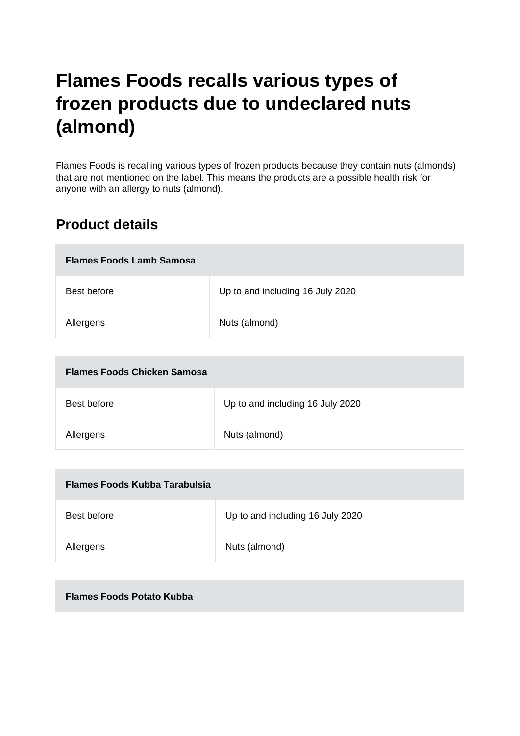# Flames Foods recalls various types of frozen products due to undeclared nuts (almond)

Flames Foods is recalling various types of frozen products because they contain nuts (almonds) that are not mentioned on the label. This means the products are a possible health risk for anyone with an allergy to nuts (almond).

## Product details

| **Flames Foods Lamb Samosa** | |
|---|---|
| Best before | Up to and including 16 July 2020 |
| Allergens | Nuts (almond) |

| **Flames Foods Chicken Samosa** | |
|---|---|
| Best before | Up to and including 16 July 2020 |
| Allergens | Nuts (almond) |

| **Flames Foods Kubba Tarabulsia** | |
|---|---|
| Best before | Up to and including 16 July 2020 |
| Allergens | Nuts (almond) |

| **Flames Foods Potato Kubba** | |
|---|---|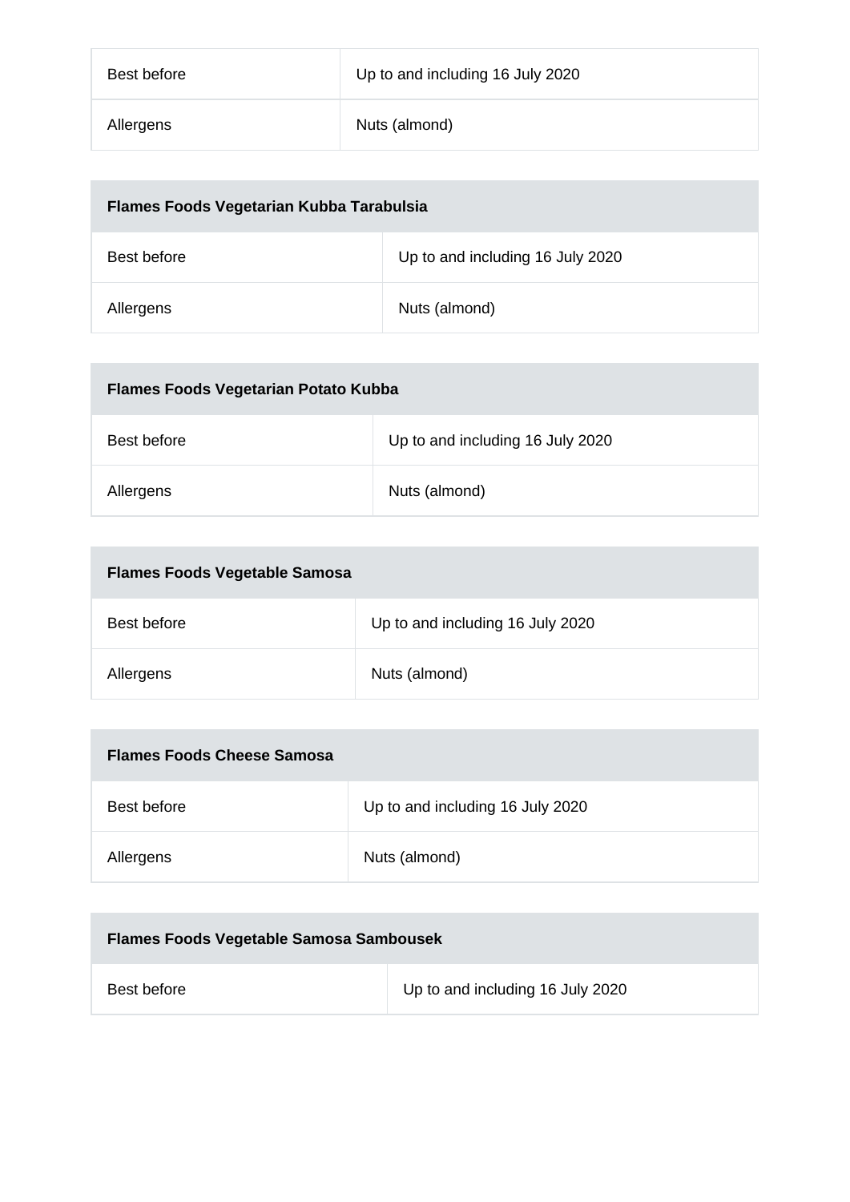| Best before | Up to and including 16 July 2020 |
| --- | --- |
| Allergens | Nuts (almond) |

| Flames Foods Vegetarian Kubba Tarabulsia | |
| --- | --- |
| Best before | Up to and including 16 July 2020 |
| Allergens | Nuts (almond) |

| Flames Foods Vegetarian Potato Kubba | |
| --- | --- |
| Best before | Up to and including 16 July 2020 |
| Allergens | Nuts (almond) |

| Flames Foods Vegetable Samosa | |
| --- | --- |
| Best before | Up to and including 16 July 2020 |
| Allergens | Nuts (almond) |

| Flames Foods Cheese Samosa | |
| --- | --- |
| Best before | Up to and including 16 July 2020 |
| Allergens | Nuts (almond) |

| Flames Foods Vegetable Samosa Sambousek | |
| --- | --- |
| Best before | Up to and including 16 July 2020 |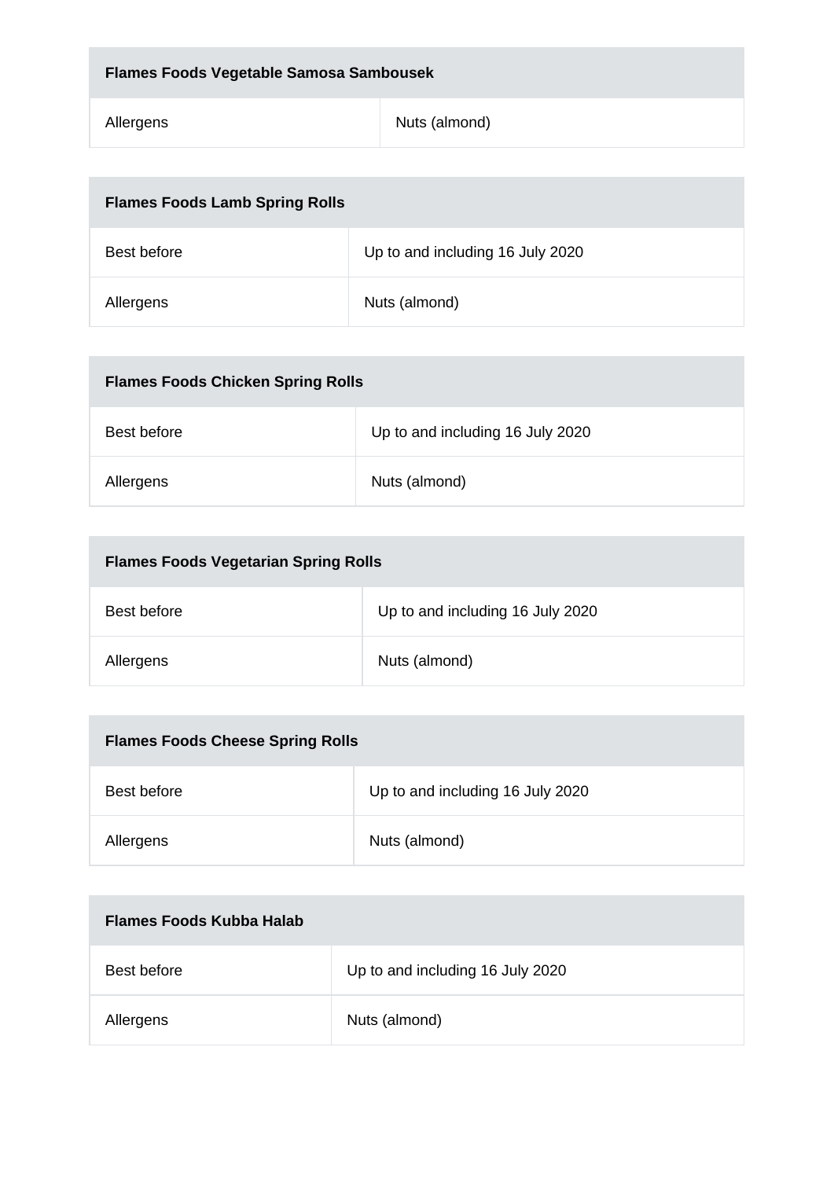| Flames Foods Vegetable Samosa Sambousek | |
| --- | --- |
| Allergens | Nuts (almond) |

| Flames Foods Lamb Spring Rolls | |
| --- | --- |
| Best before | Up to and including 16 July 2020 |
| Allergens | Nuts (almond) |

| Flames Foods Chicken Spring Rolls | |
| --- | --- |
| Best before | Up to and including 16 July 2020 |
| Allergens | Nuts (almond) |

| Flames Foods Vegetarian Spring Rolls | |
| --- | --- |
| Best before | Up to and including 16 July 2020 |
| Allergens | Nuts (almond) |

| Flames Foods Cheese Spring Rolls | |
| --- | --- |
| Best before | Up to and including 16 July 2020 |
| Allergens | Nuts (almond) |

| Flames Foods Kubba Halab | |
| --- | --- |
| Best before | Up to and including 16 July 2020 |
| Allergens | Nuts (almond) |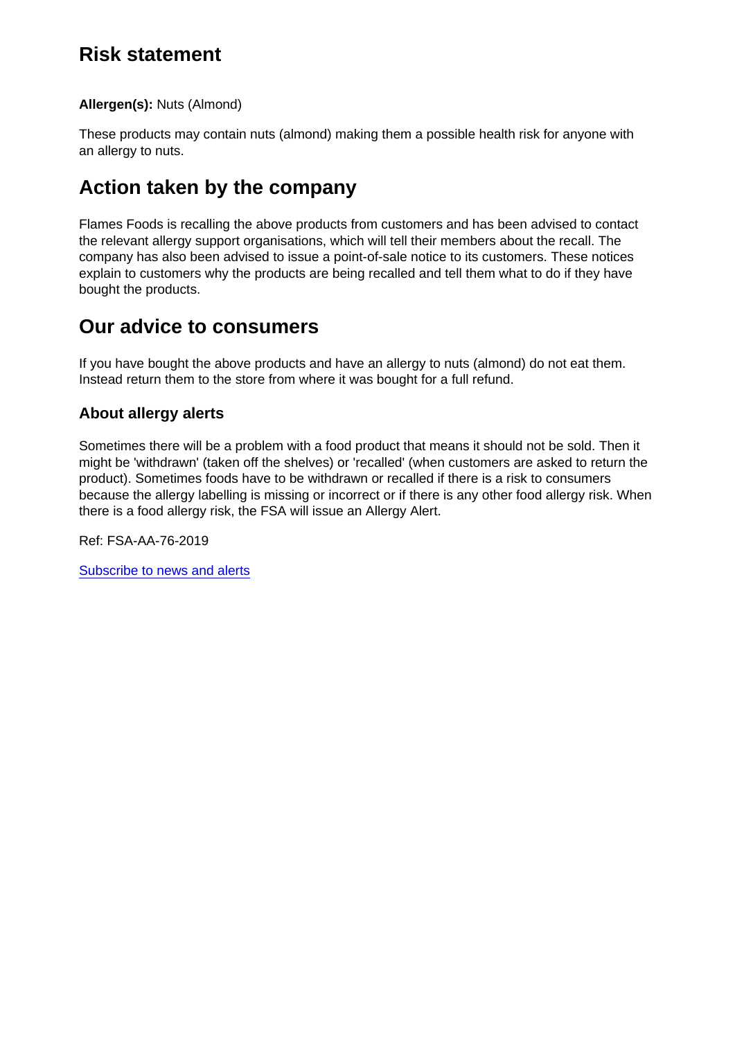## Risk statement

**Allergen(s):** Nuts (Almond)

These products may contain nuts (almond) making them a possible health risk for anyone with an allergy to nuts.

## Action taken by the company

Flames Foods is recalling the above products from customers and has been advised to contact the relevant allergy support organisations, which will tell their members about the recall. The company has also been advised to issue a point-of-sale notice to its customers. These notices explain to customers why the products are being recalled and tell them what to do if they have bought the products.

## Our advice to consumers

If you have bought the above products and have an allergy to nuts (almond) do not eat them. Instead return them to the store from where it was bought for a full refund.

### About allergy alerts

Sometimes there will be a problem with a food product that means it should not be sold. Then it might be 'withdrawn' (taken off the shelves) or 'recalled' (when customers are asked to return the product). Sometimes foods have to be withdrawn or recalled if there is a risk to consumers because the allergy labelling is missing or incorrect or if there is any other food allergy risk. When there is a food allergy risk, the FSA will issue an Allergy Alert.

Ref: FSA-AA-76-2019

Subscribe to news and alerts